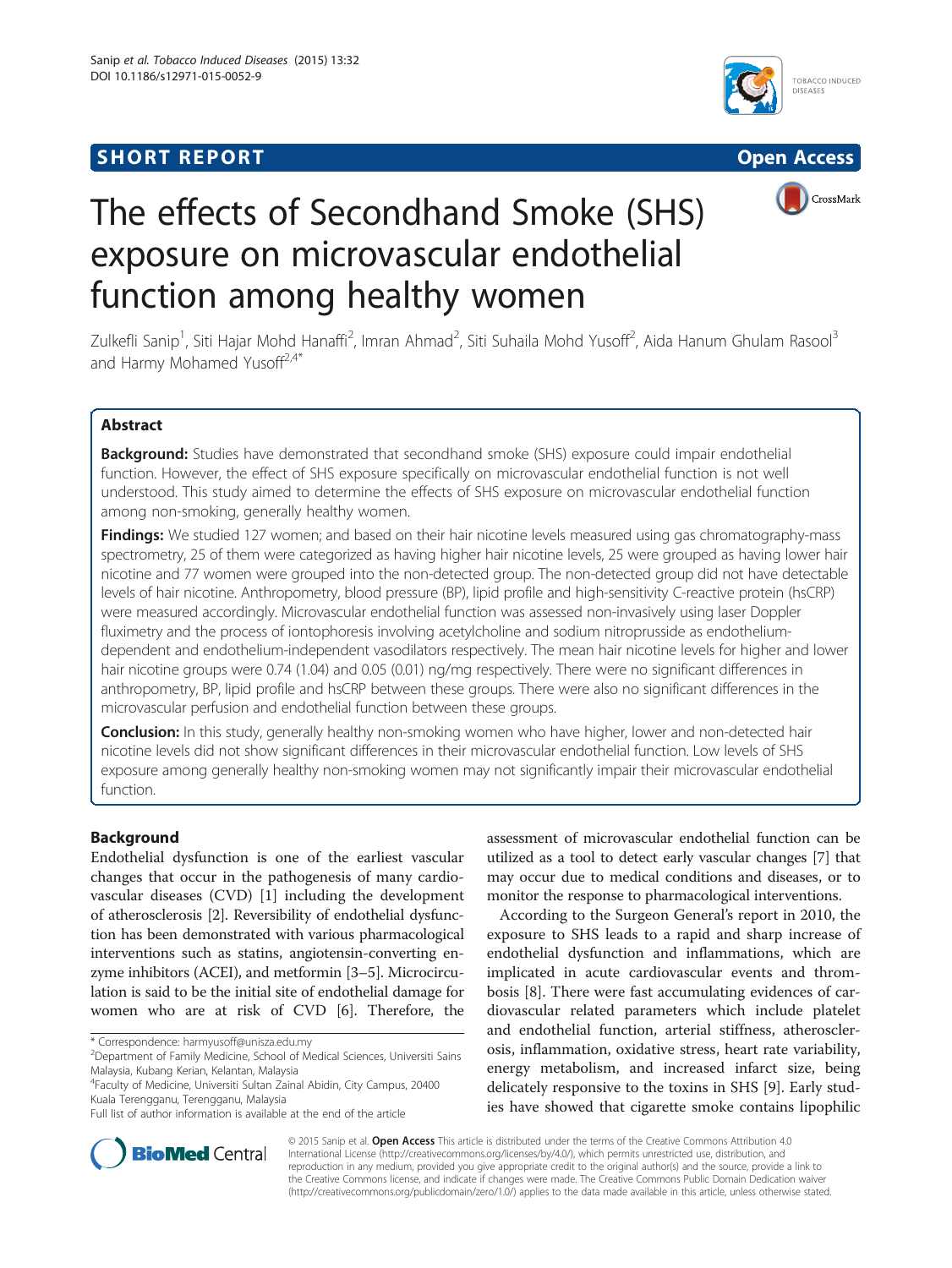SHORT REPORT

Open Access

# The effects of Secondhand Smoke (SHS) exposure on microvascular endothelial function among healthy women

Zulkefli Sanip[1], Siti Hajar Mohd Hanaffi[2], Imran Ahmad[2], Siti Suhaila Mohd Yusoff[2], Aida Hanum Ghulam Rasool[3] and Harmy Mohamed Yusoff[2,4*]

## Abstract

**Background:** Studies have demonstrated that secondhand smoke (SHS) exposure could impair endothelial function. However, the effect of SHS exposure specifically on microvascular endothelial function is not well understood. This study aimed to determine the effects of SHS exposure on microvascular endothelial function among non-smoking, generally healthy women.

**Findings:** We studied 127 women; and based on their hair nicotine levels measured using gas chromatography-mass spectrometry, 25 of them were categorized as having higher hair nicotine levels, 25 were grouped as having lower hair nicotine and 77 women were grouped into the non-detected group. The non-detected group did not have detectable levels of hair nicotine. Anthropometry, blood pressure (BP), lipid profile and high-sensitivity C-reactive protein (hsCRP) were measured accordingly. Microvascular endothelial function was assessed non-invasively using laser Doppler fluximetry and the process of iontophoresis involving acetylcholine and sodium nitroprusside as endothelium-dependent and endothelium-independent vasodilators respectively. The mean hair nicotine levels for higher and lower hair nicotine groups were 0.74 (1.04) and 0.05 (0.01) ng/mg respectively. There were no significant differences in anthropometry, BP, lipid profile and hsCRP between these groups. There were also no significant differences in the microvascular perfusion and endothelial function between these groups.

**Conclusion:** In this study, generally healthy non-smoking women who have higher, lower and non-detected hair nicotine levels did not show significant differences in their microvascular endothelial function. Low levels of SHS exposure among generally healthy non-smoking women may not significantly impair their microvascular endothelial function.

## Background

Endothelial dysfunction is one of the earliest vascular changes that occur in the pathogenesis of many cardiovascular diseases (CVD) [1] including the development of atherosclerosis [2]. Reversibility of endothelial dysfunction has been demonstrated with various pharmacological interventions such as statins, angiotensin-converting enzyme inhibitors (ACEI), and metformin [3–5]. Microcirculation is said to be the initial site of endothelial damage for women who are at risk of CVD [6]. Therefore, the assessment of microvascular endothelial function can be utilized as a tool to detect early vascular changes [7] that may occur due to medical conditions and diseases, or to monitor the response to pharmacological interventions.

According to the Surgeon General's report in 2010, the exposure to SHS leads to a rapid and sharp increase of endothelial dysfunction and inflammations, which are implicated in acute cardiovascular events and thrombosis [8]. There were fast accumulating evidences of cardiovascular related parameters which include platelet and endothelial function, arterial stiffness, atherosclerosis, inflammation, oxidative stress, heart rate variability, energy metabolism, and increased infarct size, being delicately responsive to the toxins in SHS [9]. Early studies have showed that cigarette smoke contains lipophilic

\* Correspondence: harmyusoff@unisza.edu.my
[2]Department of Family Medicine, School of Medical Sciences, Universiti Sains Malaysia, Kubang Kerian, Kelantan, Malaysia
[4]Faculty of Medicine, Universiti Sultan Zainal Abidin, City Campus, 20400 Kuala Terengganu, Terengganu, Malaysia
Full list of author information is available at the end of the article

© 2015 Sanip et al. **Open Access** This article is distributed under the terms of the Creative Commons Attribution 4.0 International License (http://creativecommons.org/licenses/by/4.0/), which permits unrestricted use, distribution, and reproduction in any medium, provided you give appropriate credit to the original author(s) and the source, provide a link to the Creative Commons license, and indicate if changes were made. The Creative Commons Public Domain Dedication waiver (http://creativecommons.org/publicdomain/zero/1.0/) applies to the data made available in this article, unless otherwise stated.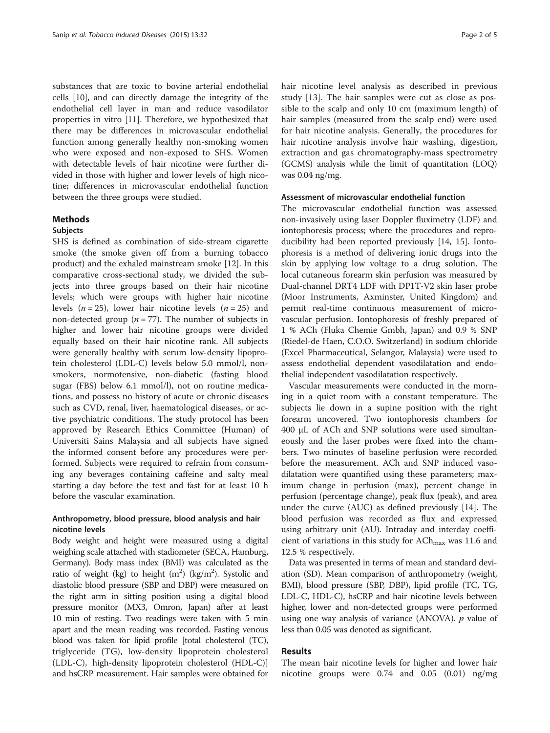substances that are toxic to bovine arterial endothelial cells [10], and can directly damage the integrity of the endothelial cell layer in man and reduce vasodilator properties in vitro [11]. Therefore, we hypothesized that there may be differences in microvascular endothelial function among generally healthy non-smoking women who were exposed and non-exposed to SHS. Women with detectable levels of hair nicotine were further divided in those with higher and lower levels of high nicotine; differences in microvascular endothelial function between the three groups were studied.

## Methods

### Subjects

SHS is defined as combination of side-stream cigarette smoke (the smoke given off from a burning tobacco product) and the exhaled mainstream smoke [12]. In this comparative cross-sectional study, we divided the subjects into three groups based on their hair nicotine levels; which were groups with higher hair nicotine levels ($n = 25$), lower hair nicotine levels ($n = 25$) and non-detected group ($n = 77$). The number of subjects in higher and lower hair nicotine groups were divided equally based on their hair nicotine rank. All subjects were generally healthy with serum low-density lipoprotein cholesterol (LDL-C) levels below 5.0 mmol/l, nonsmokers, normotensive, non-diabetic (fasting blood sugar (FBS) below 6.1 mmol/l), not on routine medications, and possess no history of acute or chronic diseases such as CVD, renal, liver, haematological diseases, or active psychiatric conditions. The study protocol has been approved by Research Ethics Committee (Human) of Universiti Sains Malaysia and all subjects have signed the informed consent before any procedures were performed. Subjects were required to refrain from consuming any beverages containing caffeine and salty meal starting a day before the test and fast for at least 10 h before the vascular examination.

### Anthropometry, blood pressure, blood analysis and hair nicotine levels

Body weight and height were measured using a digital weighing scale attached with stadiometer (SECA, Hamburg, Germany). Body mass index (BMI) was calculated as the ratio of weight (kg) to height ($m^2$) ($kg/m^2$). Systolic and diastolic blood pressure (SBP and DBP) were measured on the right arm in sitting position using a digital blood pressure monitor (MX3, Omron, Japan) after at least 10 min of resting. Two readings were taken with 5 min apart and the mean reading was recorded. Fasting venous blood was taken for lipid profile [total cholesterol (TC), triglyceride (TG), low-density lipoprotein cholesterol (LDL-C), high-density lipoprotein cholesterol (HDL-C)] and hsCRP measurement. Hair samples were obtained for hair nicotine level analysis as described in previous study [13]. The hair samples were cut as close as possible to the scalp and only 10 cm (maximum length) of hair samples (measured from the scalp end) were used for hair nicotine analysis. Generally, the procedures for hair nicotine analysis involve hair washing, digestion, extraction and gas chromatography-mass spectrometry (GCMS) analysis while the limit of quantitation (LOQ) was 0.04 ng/mg.

### Assessment of microvascular endothelial function

The microvascular endothelial function was assessed non-invasively using laser Doppler fluximetry (LDF) and iontophoresis process; where the procedures and reproducibility had been reported previously [14, 15]. Iontophoresis is a method of delivering ionic drugs into the skin by applying low voltage to a drug solution. The local cutaneous forearm skin perfusion was measured by Dual-channel DRT4 LDF with DP1T-V2 skin laser probe (Moor Instruments, Axminster, United Kingdom) and permit real-time continuous measurement of microvascular perfusion. Iontophoresis of freshly prepared of 1 % ACh (Fluka Chemie Gmbh, Japan) and 0.9 % SNP (Riedel-de Haen, C.O.O. Switzerland) in sodium chloride (Excel Pharmaceutical, Selangor, Malaysia) were used to assess endothelial dependent vasodilatation and endothelial independent vasodilatation respectively.

Vascular measurements were conducted in the morning in a quiet room with a constant temperature. The subjects lie down in a supine position with the right forearm uncovered. Two iontophoresis chambers for 400 μL of ACh and SNP solutions were used simultaneously and the laser probes were fixed into the chambers. Two minutes of baseline perfusion were recorded before the measurement. ACh and SNP induced vasodilatation were quantified using these parameters; maximum change in perfusion (max), percent change in perfusion (percentage change), peak flux (peak), and area under the curve (AUC) as defined previously [14]. The blood perfusion was recorded as flux and expressed using arbitrary unit (AU). Intraday and interday coefficient of variations in this study for $ACh_{max}$ was 11.6 and 12.5 % respectively.

Data was presented in terms of mean and standard deviation (SD). Mean comparison of anthropometry (weight, BMI), blood pressure (SBP, DBP), lipid profile (TC, TG, LDL-C, HDL-C), hsCRP and hair nicotine levels between higher, lower and non-detected groups were performed using one way analysis of variance (ANOVA). $p$ value of less than 0.05 was denoted as significant.

## Results

The mean hair nicotine levels for higher and lower hair nicotine groups were 0.74 and 0.05 (0.01) ng/mg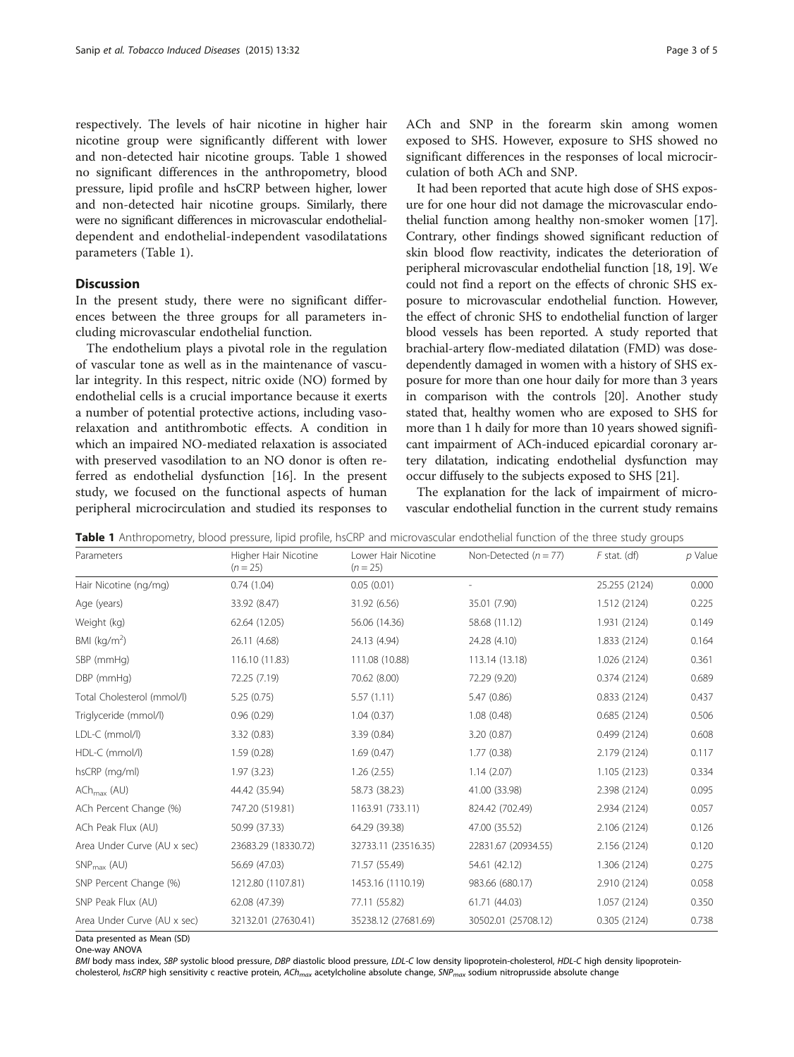respectively. The levels of hair nicotine in higher hair nicotine group were significantly different with lower and non-detected hair nicotine groups. Table 1 showed no significant differences in the anthropometry, blood pressure, lipid profile and hsCRP between higher, lower and non-detected hair nicotine groups. Similarly, there were no significant differences in microvascular endothelial-dependent and endothelial-independent vasodilatations parameters (Table 1).

## Discussion

In the present study, there were no significant differences between the three groups for all parameters including microvascular endothelial function.

The endothelium plays a pivotal role in the regulation of vascular tone as well as in the maintenance of vascular integrity. In this respect, nitric oxide (NO) formed by endothelial cells is a crucial importance because it exerts a number of potential protective actions, including vasorelaxation and antithrombotic effects. A condition in which an impaired NO-mediated relaxation is associated with preserved vasodilation to an NO donor is often referred as endothelial dysfunction [16]. In the present study, we focused on the functional aspects of human peripheral microcirculation and studied its responses to ACh and SNP in the forearm skin among women exposed to SHS. However, exposure to SHS showed no significant differences in the responses of local microcirculation of both ACh and SNP.

It had been reported that acute high dose of SHS exposure for one hour did not damage the microvascular endothelial function among healthy non-smoker women [17]. Contrary, other findings showed significant reduction of skin blood flow reactivity, indicates the deterioration of peripheral microvascular endothelial function [18, 19]. We could not find a report on the effects of chronic SHS exposure to microvascular endothelial function. However, the effect of chronic SHS to endothelial function of larger blood vessels has been reported. A study reported that brachial-artery flow-mediated dilatation (FMD) was dose-dependently damaged in women with a history of SHS exposure for more than one hour daily for more than 3 years in comparison with the controls [20]. Another study stated that, healthy women who are exposed to SHS for more than 1 h daily for more than 10 years showed significant impairment of ACh-induced epicardial coronary artery dilatation, indicating endothelial dysfunction may occur diffusely to the subjects exposed to SHS [21].

The explanation for the lack of impairment of microvascular endothelial function in the current study remains

**Table 1** Anthropometry, blood pressure, lipid profile, hsCRP and microvascular endothelial function of the three study groups

| Parameters | Higher Hair Nicotine ($n = 25$) | Lower Hair Nicotine ($n = 25$) | Non-Detected ($n = 77$) | $F$ stat. (df) | $p$ Value |
|---|---|---|---|---|---|
| Hair Nicotine (ng/mg) | 0.74 (1.04) | 0.05 (0.01) | - | 25.255 (2124) | 0.000 |
| Age (years) | 33.92 (8.47) | 31.92 (6.56) | 35.01 (7.90) | 1.512 (2124) | 0.225 |
| Weight (kg) | 62.64 (12.05) | 56.06 (14.36) | 58.68 (11.12) | 1.931 (2124) | 0.149 |
| BMI (kg/m$^2$) | 26.11 (4.68) | 24.13 (4.94) | 24.28 (4.10) | 1.833 (2124) | 0.164 |
| SBP (mmHg) | 116.10 (11.83) | 111.08 (10.88) | 113.14 (13.18) | 1.026 (2124) | 0.361 |
| DBP (mmHg) | 72.25 (7.19) | 70.62 (8.00) | 72.29 (9.20) | 0.374 (2124) | 0.689 |
| Total Cholesterol (mmol/l) | 5.25 (0.75) | 5.57 (1.11) | 5.47 (0.86) | 0.833 (2124) | 0.437 |
| Triglyceride (mmol/l) | 0.96 (0.29) | 1.04 (0.37) | 1.08 (0.48) | 0.685 (2124) | 0.506 |
| LDL-C (mmol/l) | 3.32 (0.83) | 3.39 (0.84) | 3.20 (0.87) | 0.499 (2124) | 0.608 |
| HDL-C (mmol/l) | 1.59 (0.28) | 1.69 (0.47) | 1.77 (0.38) | 2.179 (2124) | 0.117 |
| hsCRP (mg/ml) | 1.97 (3.23) | 1.26 (2.55) | 1.14 (2.07) | 1.105 (2123) | 0.334 |
| $ACh_{max}$ (AU) | 44.42 (35.94) | 58.73 (38.23) | 41.00 (33.98) | 2.398 (2124) | 0.095 |
| ACh Percent Change (%) | 747.20 (519.81) | 1163.91 (733.11) | 824.42 (702.49) | 2.934 (2124) | 0.057 |
| ACh Peak Flux (AU) | 50.99 (37.33) | 64.29 (39.38) | 47.00 (35.52) | 2.106 (2124) | 0.126 |
| Area Under Curve (AU x sec) | 23683.29 (18330.72) | 32733.11 (23516.35) | 22831.67 (20934.55) | 2.156 (2124) | 0.120 |
| $SNP_{max}$ (AU) | 56.69 (47.03) | 71.57 (55.49) | 54.61 (42.12) | 1.306 (2124) | 0.275 |
| SNP Percent Change (%) | 1212.80 (1107.81) | 1453.16 (1110.19) | 983.66 (680.17) | 2.910 (2124) | 0.058 |
| SNP Peak Flux (AU) | 62.08 (47.39) | 77.11 (55.82) | 61.71 (44.03) | 1.057 (2124) | 0.350 |
| Area Under Curve (AU x sec) | 32132.01 (27630.41) | 35238.12 (27681.69) | 30502.01 (25708.12) | 0.305 (2124) | 0.738 |

Data presented as Mean (SD)
One-way ANOVA
*BMI* body mass index, *SBP* systolic blood pressure, *DBP* diastolic blood pressure, *LDL-C* low density lipoprotein-cholesterol, *HDL-C* high density lipoprotein-cholesterol, *hsCRP* high sensitivity c reactive protein, $ACh_{max}$ acetylcholine absolute change, $SNP_{max}$ sodium nitroprusside absolute change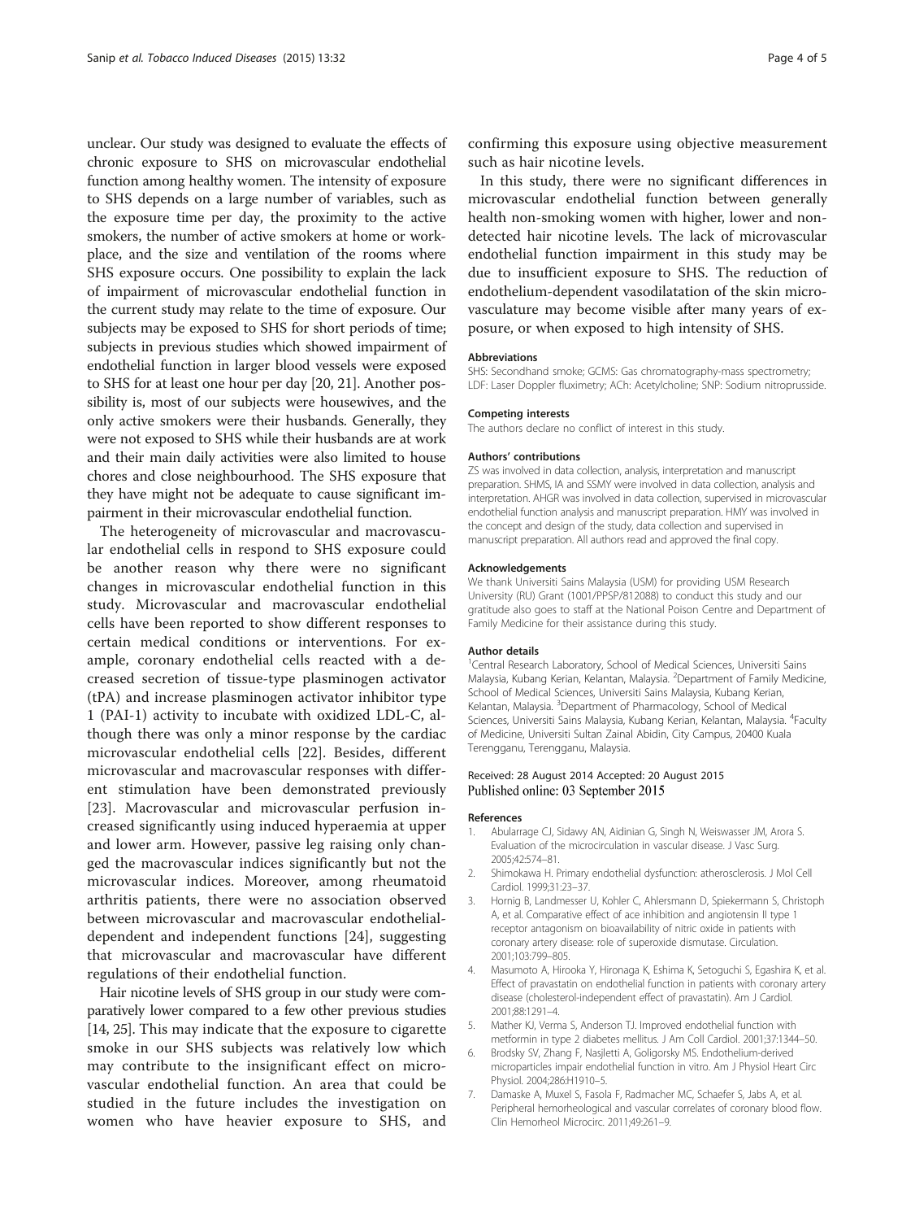unclear. Our study was designed to evaluate the effects of chronic exposure to SHS on microvascular endothelial function among healthy women. The intensity of exposure to SHS depends on a large number of variables, such as the exposure time per day, the proximity to the active smokers, the number of active smokers at home or workplace, and the size and ventilation of the rooms where SHS exposure occurs. One possibility to explain the lack of impairment of microvascular endothelial function in the current study may relate to the time of exposure. Our subjects may be exposed to SHS for short periods of time; subjects in previous studies which showed impairment of endothelial function in larger blood vessels were exposed to SHS for at least one hour per day [20, 21]. Another possibility is, most of our subjects were housewives, and the only active smokers were their husbands. Generally, they were not exposed to SHS while their husbands are at work and their main daily activities were also limited to house chores and close neighbourhood. The SHS exposure that they have might not be adequate to cause significant impairment in their microvascular endothelial function.

The heterogeneity of microvascular and macrovascular endothelial cells in respond to SHS exposure could be another reason why there were no significant changes in microvascular endothelial function in this study. Microvascular and macrovascular endothelial cells have been reported to show different responses to certain medical conditions or interventions. For example, coronary endothelial cells reacted with a decreased secretion of tissue-type plasminogen activator (tPA) and increase plasminogen activator inhibitor type 1 (PAI-1) activity to incubate with oxidized LDL-C, although there was only a minor response by the cardiac microvascular endothelial cells [22]. Besides, different microvascular and macrovascular responses with different stimulation have been demonstrated previously [23]. Macrovascular and microvascular perfusion increased significantly using induced hyperaemia at upper and lower arm. However, passive leg raising only changed the macrovascular indices significantly but not the microvascular indices. Moreover, among rheumatoid arthritis patients, there were no association observed between microvascular and macrovascular endothelial-dependent and independent functions [24], suggesting that microvascular and macrovascular have different regulations of their endothelial function.

Hair nicotine levels of SHS group in our study were comparatively lower compared to a few other previous studies [14, 25]. This may indicate that the exposure to cigarette smoke in our SHS subjects was relatively low which may contribute to the insignificant effect on microvascular endothelial function. An area that could be studied in the future includes the investigation on women who have heavier exposure to SHS, and confirming this exposure using objective measurement such as hair nicotine levels.

In this study, there were no significant differences in microvascular endothelial function between generally health non-smoking women with higher, lower and non-detected hair nicotine levels. The lack of microvascular endothelial function impairment in this study may be due to insufficient exposure to SHS. The reduction of endothelium-dependent vasodilatation of the skin microvasculature may become visible after many years of exposure, or when exposed to high intensity of SHS.

#### Abbreviations

SHS: Secondhand smoke; GCMS: Gas chromatography-mass spectrometry; LDF: Laser Doppler fluximetry; ACh: Acetylcholine; SNP: Sodium nitroprusside.

#### Competing interests

The authors declare no conflict of interest in this study.

#### Authors' contributions

ZS was involved in data collection, analysis, interpretation and manuscript preparation. SHMS, IA and SSMY were involved in data collection, analysis and interpretation. AHGR was involved in data collection, supervised in microvascular endothelial function analysis and manuscript preparation. HMY was involved in the concept and design of the study, data collection and supervised in manuscript preparation. All authors read and approved the final copy.

#### Acknowledgements

We thank Universiti Sains Malaysia (USM) for providing USM Research University (RU) Grant (1001/PPSP/812088) to conduct this study and our gratitude also goes to staff at the National Poison Centre and Department of Family Medicine for their assistance during this study.

#### Author details

[1]Central Research Laboratory, School of Medical Sciences, Universiti Sains Malaysia, Kubang Kerian, Kelantan, Malaysia. [2]Department of Family Medicine, School of Medical Sciences, Universiti Sains Malaysia, Kubang Kerian, Kelantan, Malaysia. [3]Department of Pharmacology, School of Medical Sciences, Universiti Sains Malaysia, Kubang Kerian, Kelantan, Malaysia. [4]Faculty of Medicine, Universiti Sultan Zainal Abidin, City Campus, 20400 Kuala Terengganu, Terengganu, Malaysia.

Received: 28 August 2014 Accepted: 20 August 2015
Published online: 03 September 2015

#### References

1. Abularrage CJ, Sidawy AN, Aidinian G, Singh N, Weiswasser JM, Arora S. Evaluation of the microcirculation in vascular disease. J Vasc Surg. 2005;42:574–81.
2. Shimokawa H. Primary endothelial dysfunction: atherosclerosis. J Mol Cell Cardiol. 1999;31:23–37.
3. Hornig B, Landmesser U, Kohler C, Ahlersmann D, Spiekermann S, Christoph A, et al. Comparative effect of ace inhibition and angiotensin II type 1 receptor antagonism on bioavailability of nitric oxide in patients with coronary artery disease: role of superoxide dismutase. Circulation. 2001;103:799–805.
4. Masumoto A, Hirooka Y, Hironaga K, Eshima K, Setoguchi S, Egashira K, et al. Effect of pravastatin on endothelial function in patients with coronary artery disease (cholesterol-independent effect of pravastatin). Am J Cardiol. 2001;88:1291–4.
5. Mather KJ, Verma S, Anderson TJ. Improved endothelial function with metformin in type 2 diabetes mellitus. J Am Coll Cardiol. 2001;37:1344–50.
6. Brodsky SV, Zhang F, Nasjletti A, Goligorsky MS. Endothelium-derived microparticles impair endothelial function in vitro. Am J Physiol Heart Circ Physiol. 2004;286:H1910–5.
7. Damaske A, Muxel S, Fasola F, Radmacher MC, Schaefer S, Jabs A, et al. Peripheral hemorheological and vascular correlates of coronary blood flow. Clin Hemorheol Microcirc. 2011;49:261–9.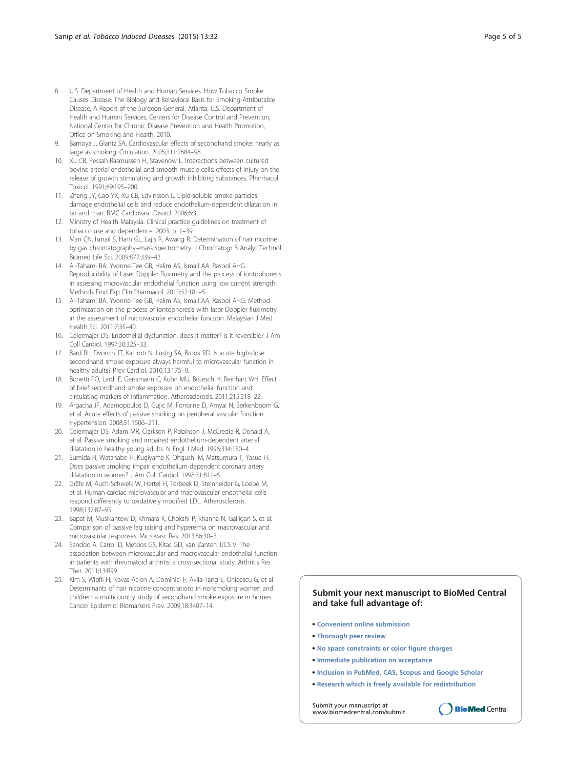8. U.S. Department of Health and Human Services. How Tobacco Smoke Causes Disease: The Biology and Behavioral Basis for Smoking-Attributable Disease, A Report of the Surgeon General. Atlanta: U.S. Department of Health and Human Services, Centers for Disease Control and Prevention, National Center for Chronic Disease Prevention and Health Promotion, Office on Smoking and Health; 2010.
9. Barnoya J, Glantz SA. Cardiovascular effects of secondhand smoke: nearly as large as smoking. Circulation. 2005;111:2684–98.
10. Xu CB, Pessah-Rasmussen H, Stavenow L. Interactions between cultured bovine arterial endothelial and smooth muscle cells: effects of injury on the release of growth stimulating and growth inhibiting substances. Pharmacol Toxicol. 1991;69:195–200.
11. Zhang JY, Cao YX, Xu CB, Edvinsson L. Lipid-soluble smoke particles damage endothelial cells and reduce endothelium-dependent dilatation in rat and man. BMC Cardiovasc Disord. 2006;6:3.
12. Ministry of Health Malaysia. Clinical practice guidelines on treatment of tobacco use and dependence. 2003. p. 1–39.
13. Man CN, Ismail S, Harn GL, Lajis R, Awang R. Determination of hair nicotine by gas chromatography–mass spectrometry. J Chromatogr B Analyt Technol Biomed Life Sci. 2009;877:339–42.
14. Al-Tahami BA, Yvonne-Tee GB, Halim AS, Ismail AA, Rasool AHG. Reproducibility of Laser Doppler fluximetry and the process of iontophoresis in assessing microvascular endothelial function using low current strength. Methods Find Exp Clin Pharmacol. 2010;32:181–5.
15. Al-Tahami BA, Yvonne-Tee GB, Halim AS, Ismail AA, Rasool AHG. Method optimization on the process of iontophoresis with laser Doppler fluximetry in the assessment of microvascular endothelial function. Malaysian J Med Health Sci. 2011;7:35–40.
16. Celermajer DS. Endothelial dysfunction: does it matter? is it reversible? J Am Coll Cardiol. 1997;30:325–33.
17. Bard RL, Dvonch JT, Kaciroti N, Lustig SA, Brook RD. Is acute high-dose secondhand smoke exposure always harmful to microvascular function in healthy adults? Prev Cardiol. 2010;13:175–9.
18. Bonetti PO, Lardi E, Geissmann C, Kuhn MU, Brüesch H, Reinhart WH. Effect of brief secondhand smoke exposure on endothelial function and circulating markers of inflammation. Atherosclerosis. 2011;215:218–22.
19. Argacha JF, Adamopoulos D, Gujic M, Fontaine D, Amyai N, Berkenboom G, et al. Acute effects of passive smoking on peripheral vascular function. Hypertension. 2008;51:1506–211.
20. Celermajer DS, Adam MR, Clarkson P, Robinson J, McCredie R, Donald A, et al. Passive smoking and impaired endothelium-dependent arterial dilatation in healthy young adults. N Engl J Med. 1996;334:150–4.
21. Sumida H, Watanabe H, Kugiyama K, Ohgushi M, Matsumura T, Yasue H. Does passive smoking impair endothelium-dependent coronary artery dilatation in women? J Am Coll Cardiol. 1998;31:811–5.
22. Gräfe M, Auch-Schwelk W, Hertel H, Terbeek D, Steinheider G, Loebe M, et al. Human cardiac microvascular and macrovascular endothelial cells respond differently to oxidatively modified LDL. Atherosclerosis. 1998;137:87–95.
23. Bapat M, Musikantow D, Khmara K, Chokshi P, Khanna N, Galligan S, et al. Comparison of passive leg raising and hyperemia on macrovascular and microvascular responses. Microvasc Res. 2013;86:30–3.
24. Sandoo A, Carrol D, Metsios GS, Kitas GD, van Zanten JJCS V. The association between microvascular and macrovascular endothelial function in patients with rheumatoid arthritis: a cross-sectional study. Arthritis Res Ther. 2011;13:R99.
25. Kim S, Wipfli H, Navas-Acien A, Dominici F, Avila-Tang E, Onicescu G, et al. Determinants of hair nicotine concentrations in nonsmoking women and children: a multicountry study of secondhand smoke exposure in homes. Cancer Epidemiol Biomarkers Prev. 2009;18:3407–14.

**Submit your next manuscript to BioMed Central and take full advantage of:**

- **Convenient online submission**
- **Thorough peer review**
- **No space constraints or color figure charges**
- **Immediate publication on acceptance**
- **Inclusion in PubMed, CAS, Scopus and Google Scholar**
- **Research which is freely available for redistribution**

Submit your manuscript at
www.biomedcentral.com/submit

BioMed Central